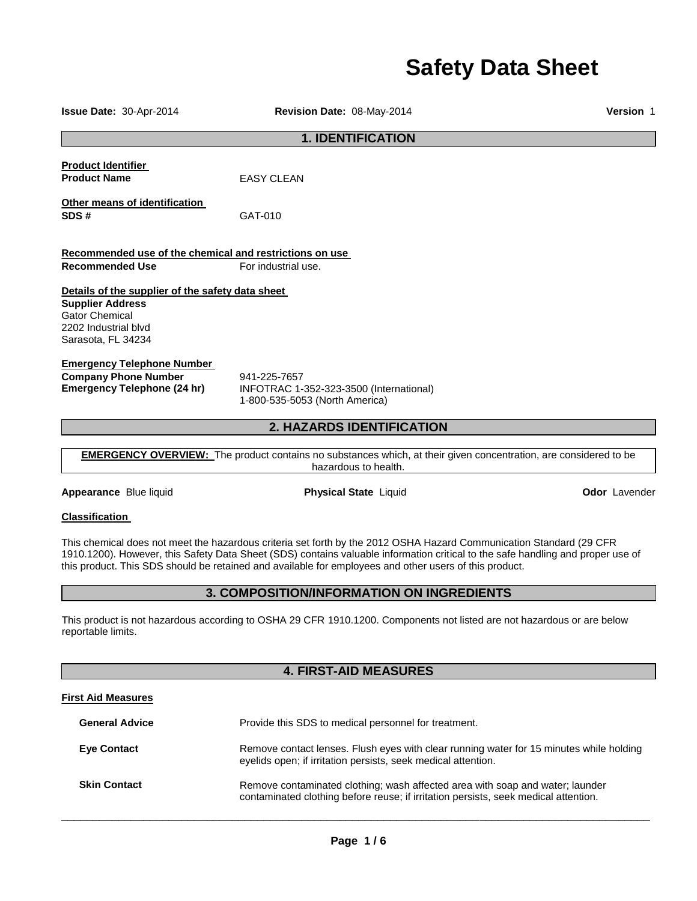# Safety Data Sheet

**Issue Date:** 30-Apr-2014 **Revision Date:** 08-May-2014 **Version** 1

## 1. IDENTIFICATION

**Product Identifier**

**Product Name** EASY CLEAN

**Other means of identification**

**SDS #** GAT-010

**Recommended use of the chemical and restrictions on use**

**Recommended Use** For industrial use.

**Details of the supplier of the safety data sheet**

**Supplier Address**
Gator Chemical
2202 Industrial blvd
Sarasota, FL 34234

**Emergency Telephone Number**

**Company Phone Number** 941-225-7657

**Emergency Telephone (24 hr)** INFOTRAC 1-352-323-3500 (International)
1-800-535-5053 (North America)

## 2. HAZARDS IDENTIFICATION

**EMERGENCY OVERVIEW:** The product contains no substances which, at their given concentration, are considered to be hazardous to health.

**Appearance** Blue liquid **Physical State** Liquid **Odor** Lavender

**Classification**

This chemical does not meet the hazardous criteria set forth by the 2012 OSHA Hazard Communication Standard (29 CFR 1910.1200). However, this Safety Data Sheet (SDS) contains valuable information critical to the safe handling and proper use of this product. This SDS should be retained and available for employees and other users of this product.

## 3. COMPOSITION/INFORMATION ON INGREDIENTS

This product is not hazardous according to OSHA 29 CFR 1910.1200. Components not listed are not hazardous or are below reportable limits.

## 4. FIRST-AID MEASURES

**First Aid Measures**

**General Advice** Provide this SDS to medical personnel for treatment.

**Eye Contact** Remove contact lenses. Flush eyes with clear running water for 15 minutes while holding eyelids open; if irritation persists, seek medical attention.

**Skin Contact** Remove contaminated clothing; wash affected area with soap and water; launder contaminated clothing before reuse; if irritation persists, seek medical attention.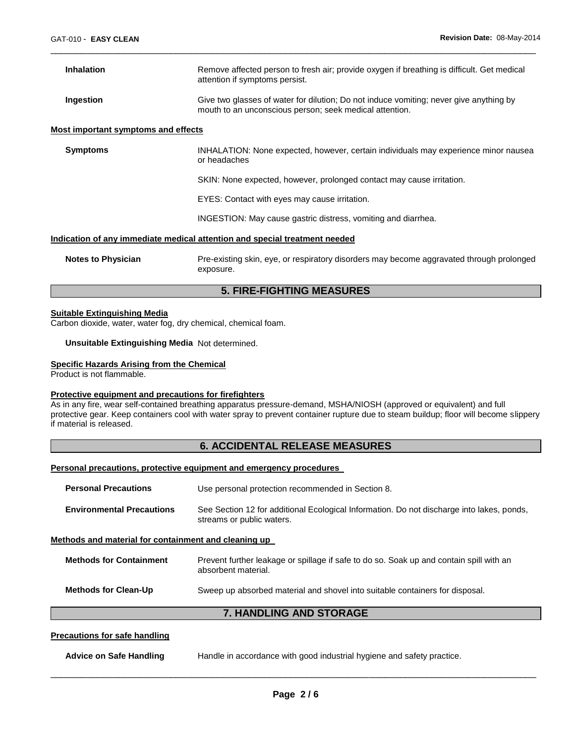**Inhalation** Remove affected person to fresh air; provide oxygen if breathing is difficult. Get medical attention if symptoms persist.

**Ingestion** Give two glasses of water for dilution; Do not induce vomiting; never give anything by mouth to an unconscious person; seek medical attention.

**Most important symptoms and effects**

**Symptoms** INHALATION: None expected, however, certain individuals may experience minor nausea or headaches

SKIN: None expected, however, prolonged contact may cause irritation.

EYES: Contact with eyes may cause irritation.

INGESTION: May cause gastric distress, vomiting and diarrhea.

**Indication of any immediate medical attention and special treatment needed**

**Notes to Physician** Pre-existing skin, eye, or respiratory disorders may become aggravated through prolonged exposure.

## 5. FIRE-FIGHTING MEASURES

**Suitable Extinguishing Media**

Carbon dioxide, water, water fog, dry chemical, chemical foam.

**Unsuitable Extinguishing Media** Not determined.

**Specific Hazards Arising from the Chemical**

Product is not flammable.

**Protective equipment and precautions for firefighters**

As in any fire, wear self-contained breathing apparatus pressure-demand, MSHA/NIOSH (approved or equivalent) and full protective gear. Keep containers cool with water spray to prevent container rupture due to steam buildup; floor will become slippery if material is released.

## 6. ACCIDENTAL RELEASE MEASURES

**Personal precautions, protective equipment and emergency procedures**

**Personal Precautions** Use personal protection recommended in Section 8.

**Environmental Precautions** See Section 12 for additional Ecological Information. Do not discharge into lakes, ponds, streams or public waters.

**Methods and material for containment and cleaning up**

**Methods for Containment** Prevent further leakage or spillage if safe to do so. Soak up and contain spill with an absorbent material.

**Methods for Clean-Up** Sweep up absorbed material and shovel into suitable containers for disposal.

## 7. HANDLING AND STORAGE

**Precautions for safe handling**

**Advice on Safe Handling** Handle in accordance with good industrial hygiene and safety practice.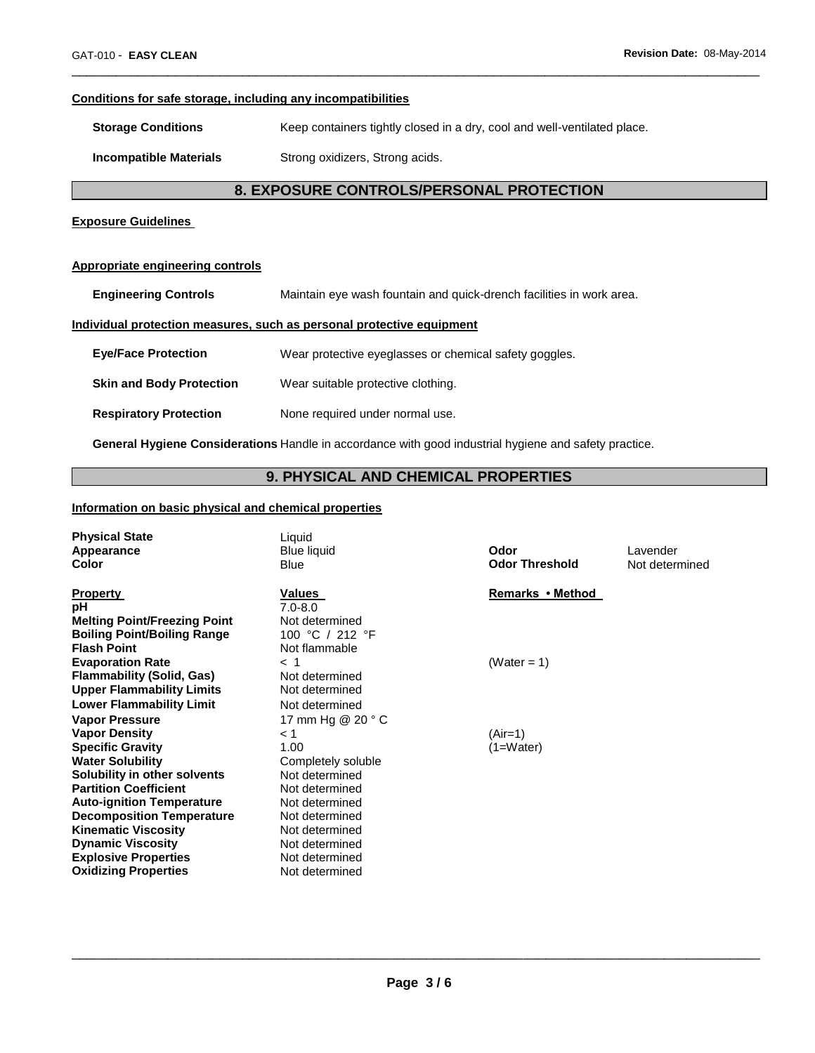**Conditions for safe storage, including any incompatibilities**

| | |
|---|---|
| **Storage Conditions** | Keep containers tightly closed in a dry, cool and well-ventilated place. |
| **Incompatible Materials** | Strong oxidizers, Strong acids. |

## 8. EXPOSURE CONTROLS/PERSONAL PROTECTION

**Exposure Guidelines**

**Appropriate engineering controls**

| | |
|---|---|
| **Engineering Controls** | Maintain eye wash fountain and quick-drench facilities in work area. |

**Individual protection measures, such as personal protective equipment**

| | |
|---|---|
| **Eye/Face Protection** | Wear protective eyeglasses or chemical safety goggles. |
| **Skin and Body Protection** | Wear suitable protective clothing. |
| **Respiratory Protection** | None required under normal use. |

**General Hygiene Considerations** Handle in accordance with good industrial hygiene and safety practice.

## 9. PHYSICAL AND CHEMICAL PROPERTIES

**Information on basic physical and chemical properties**

| | | | |
|---|---|---|---|
| **Physical State** | Liquid | | |
| **Appearance** | Blue liquid | **Odor** | Lavender |
| **Color** | Blue | **Odor Threshold** | Not determined |

| **Property** | **Values** | **Remarks • Method** |
|---|---|---|
| **pH** | 7.0-8.0 | |
| **Melting Point/Freezing Point** | Not determined | |
| **Boiling Point/Boiling Range** | 100 °C / 212 °F | |
| **Flash Point** | Not flammable | |
| **Evaporation Rate** | < 1 | (Water = 1) |
| **Flammability (Solid, Gas)** | Not determined | |
| **Upper Flammability Limits** | Not determined | |
| **Lower Flammability Limit** | Not determined | |
| **Vapor Pressure** | 17 mm Hg @ 20 ° C | |
| **Vapor Density** | < 1 | (Air=1) |
| **Specific Gravity** | 1.00 | (1=Water) |
| **Water Solubility** | Completely soluble | |
| **Solubility in other solvents** | Not determined | |
| **Partition Coefficient** | Not determined | |
| **Auto-ignition Temperature** | Not determined | |
| **Decomposition Temperature** | Not determined | |
| **Kinematic Viscosity** | Not determined | |
| **Dynamic Viscosity** | Not determined | |
| **Explosive Properties** | Not determined | |
| **Oxidizing Properties** | Not determined | |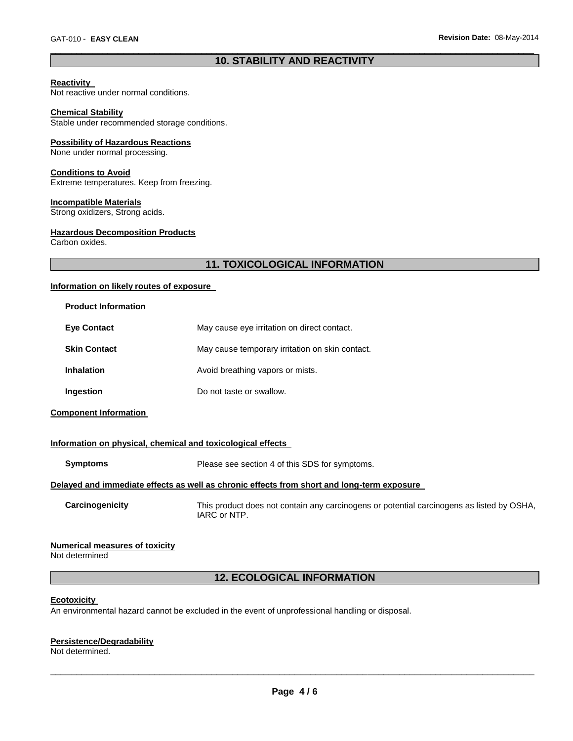## 10. STABILITY AND REACTIVITY

**Reactivity**
Not reactive under normal conditions.

**Chemical Stability**
Stable under recommended storage conditions.

**Possibility of Hazardous Reactions**
None under normal processing.

**Conditions to Avoid**
Extreme temperatures. Keep from freezing.

**Incompatible Materials**
Strong oxidizers, Strong acids.

**Hazardous Decomposition Products**
Carbon oxides.

## 11. TOXICOLOGICAL INFORMATION

**Information on likely routes of exposure**

**Product Information**

| | |
|---|---|
| **Eye Contact** | May cause eye irritation on direct contact. |
| **Skin Contact** | May cause temporary irritation on skin contact. |
| **Inhalation** | Avoid breathing vapors or mists. |
| **Ingestion** | Do not taste or swallow. |

**Component Information**

**Information on physical, chemical and toxicological effects**

| | |
|---|---|
| **Symptoms** | Please see section 4 of this SDS for symptoms. |

**Delayed and immediate effects as well as chronic effects from short and long-term exposure**

| | |
|---|---|
| **Carcinogenicity** | This product does not contain any carcinogens or potential carcinogens as listed by OSHA, IARC or NTP. |

**Numerical measures of toxicity**
Not determined

## 12. ECOLOGICAL INFORMATION

**Ecotoxicity**
An environmental hazard cannot be excluded in the event of unprofessional handling or disposal.

**Persistence/Degradability**
Not determined.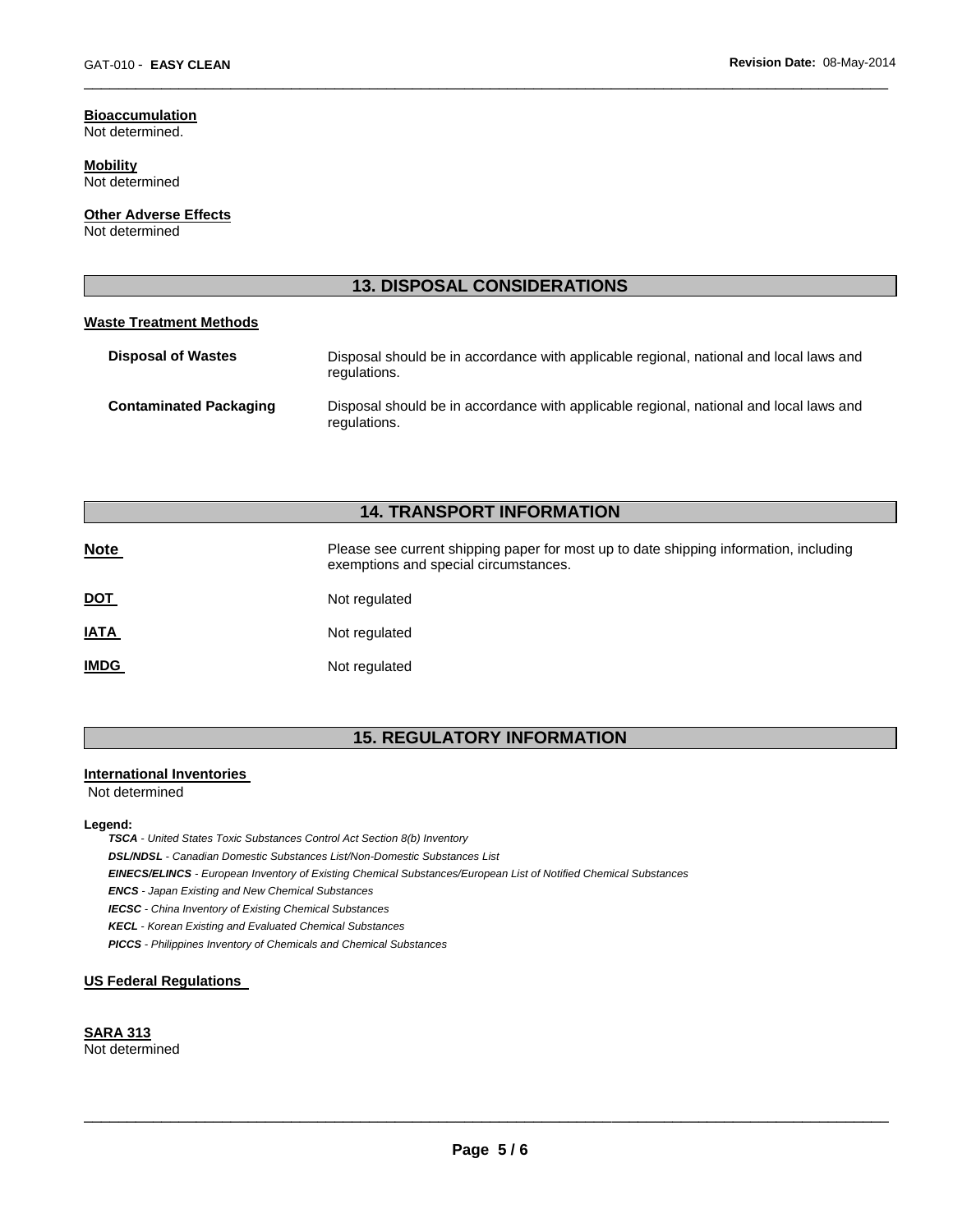**Bioaccumulation**
Not determined.

**Mobility**
Not determined

**Other Adverse Effects**
Not determined

## 13. DISPOSAL CONSIDERATIONS

**Waste Treatment Methods**

| | |
|---|---|
| **Disposal of Wastes** | Disposal should be in accordance with applicable regional, national and local laws and regulations. |
| **Contaminated Packaging** | Disposal should be in accordance with applicable regional, national and local laws and regulations. |

## 14. TRANSPORT INFORMATION

| | |
|---|---|
| **Note** | Please see current shipping paper for most up to date shipping information, including exemptions and special circumstances. |
| **DOT** | Not regulated |
| **IATA** | Not regulated |
| **IMDG** | Not regulated |

## 15. REGULATORY INFORMATION

**International Inventories**
Not determined

**Legend:**
***TSCA*** *- United States Toxic Substances Control Act Section 8(b) Inventory*
***DSL/NDSL*** *- Canadian Domestic Substances List/Non-Domestic Substances List*
***EINECS/ELINCS*** *- European Inventory of Existing Chemical Substances/European List of Notified Chemical Substances*
***ENCS*** *- Japan Existing and New Chemical Substances*
***IECSC*** *- China Inventory of Existing Chemical Substances*
***KECL*** *- Korean Existing and Evaluated Chemical Substances*
***PICCS*** *- Philippines Inventory of Chemicals and Chemical Substances*

**US Federal Regulations**

**SARA 313**
Not determined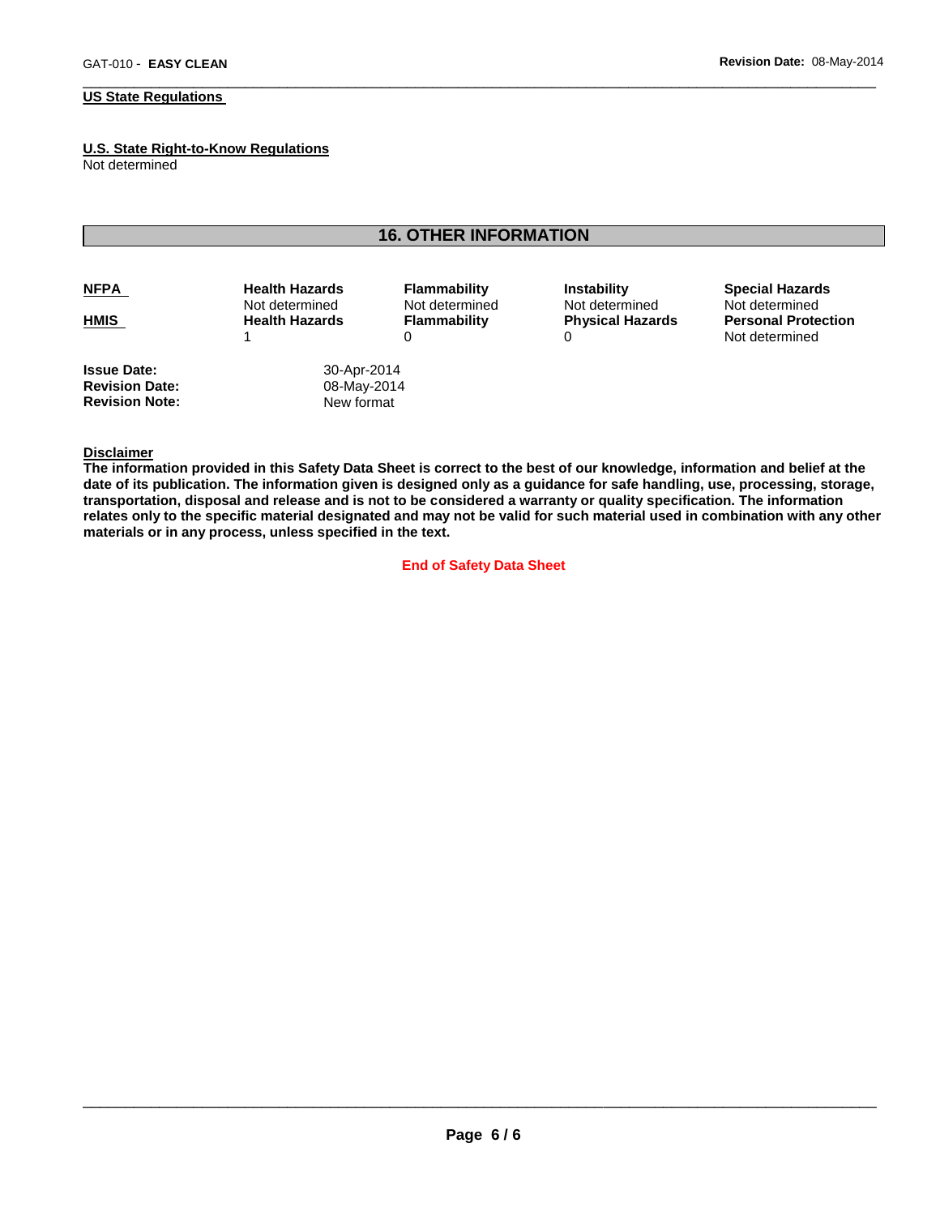US State Regulations

U.S. State Right-to-Know Regulations

Not determined

## 16. OTHER INFORMATION

| | | | | |
|---|---|---|---|---|
| **NFPA** | **Health Hazards** | **Flammability** | **Instability** | **Special Hazards** |
| | Not determined | Not determined | Not determined | Not determined |
| **HMIS** | **Health Hazards** | **Flammability** | **Physical Hazards** | **Personal Protection** |
| | 1 | 0 | 0 | Not determined |

**Issue Date:** 30-Apr-2014
**Revision Date:** 08-May-2014
**Revision Note:** New format

**Disclaimer**

**The information provided in this Safety Data Sheet is correct to the best of our knowledge, information and belief at the date of its publication. The information given is designed only as a guidance for safe handling, use, processing, storage, transportation, disposal and release and is not to be considered a warranty or quality specification. The information relates only to the specific material designated and may not be valid for such material used in combination with any other materials or in any process, unless specified in the text.**

**End of Safety Data Sheet**